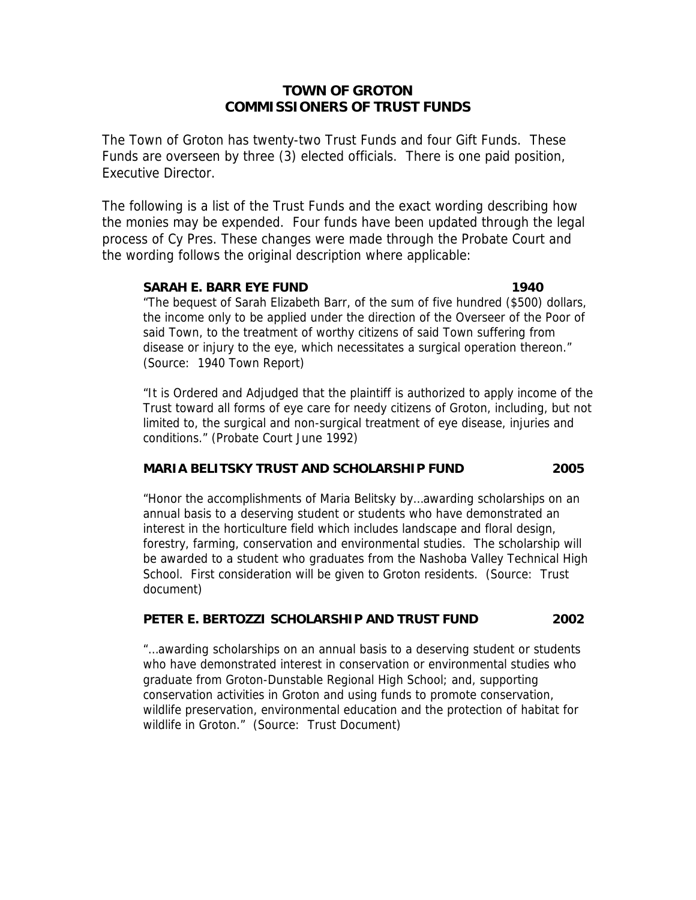# TOWN OF GROTON
# COMMISSIONERS OF TRUST FUNDS

The Town of Groton has twenty-two Trust Funds and four Gift Funds. These Funds are overseen by three (3) elected officials. There is one paid position, Executive Director.

The following is a list of the Trust Funds and the exact wording describing how the monies may be expended. Four funds have been updated through the legal process of Cy Pres. These changes were made through the Probate Court and the wording follows the original description where applicable:

**SARAH E. BARR EYE FUND 1940**

"The bequest of Sarah Elizabeth Barr, of the sum of five hundred ($500) dollars, the income only to be applied under the direction of the Overseer of the Poor of said Town, to the treatment of worthy citizens of said Town suffering from disease or injury to the eye, which necessitates a surgical operation thereon." (Source: 1940 Town Report)

"It is Ordered and Adjudged that the plaintiff is authorized to apply income of the Trust toward all forms of eye care for needy citizens of Groton, including, but not limited to, the surgical and non-surgical treatment of eye disease, injuries and conditions." (Probate Court June 1992)

**MARIA BELITSKY TRUST AND SCHOLARSHIP FUND 2005**

"Honor the accomplishments of Maria Belitsky by…awarding scholarships on an annual basis to a deserving student or students who have demonstrated an interest in the horticulture field which includes landscape and floral design, forestry, farming, conservation and environmental studies. The scholarship will be awarded to a student who graduates from the Nashoba Valley Technical High School. First consideration will be given to Groton residents. (Source: Trust document)

**PETER E. BERTOZZI SCHOLARSHIP AND TRUST FUND 2002**

"…awarding scholarships on an annual basis to a deserving student or students who have demonstrated interest in conservation or environmental studies who graduate from Groton-Dunstable Regional High School; and, supporting conservation activities in Groton and using funds to promote conservation, wildlife preservation, environmental education and the protection of habitat for wildlife in Groton." (Source: Trust Document)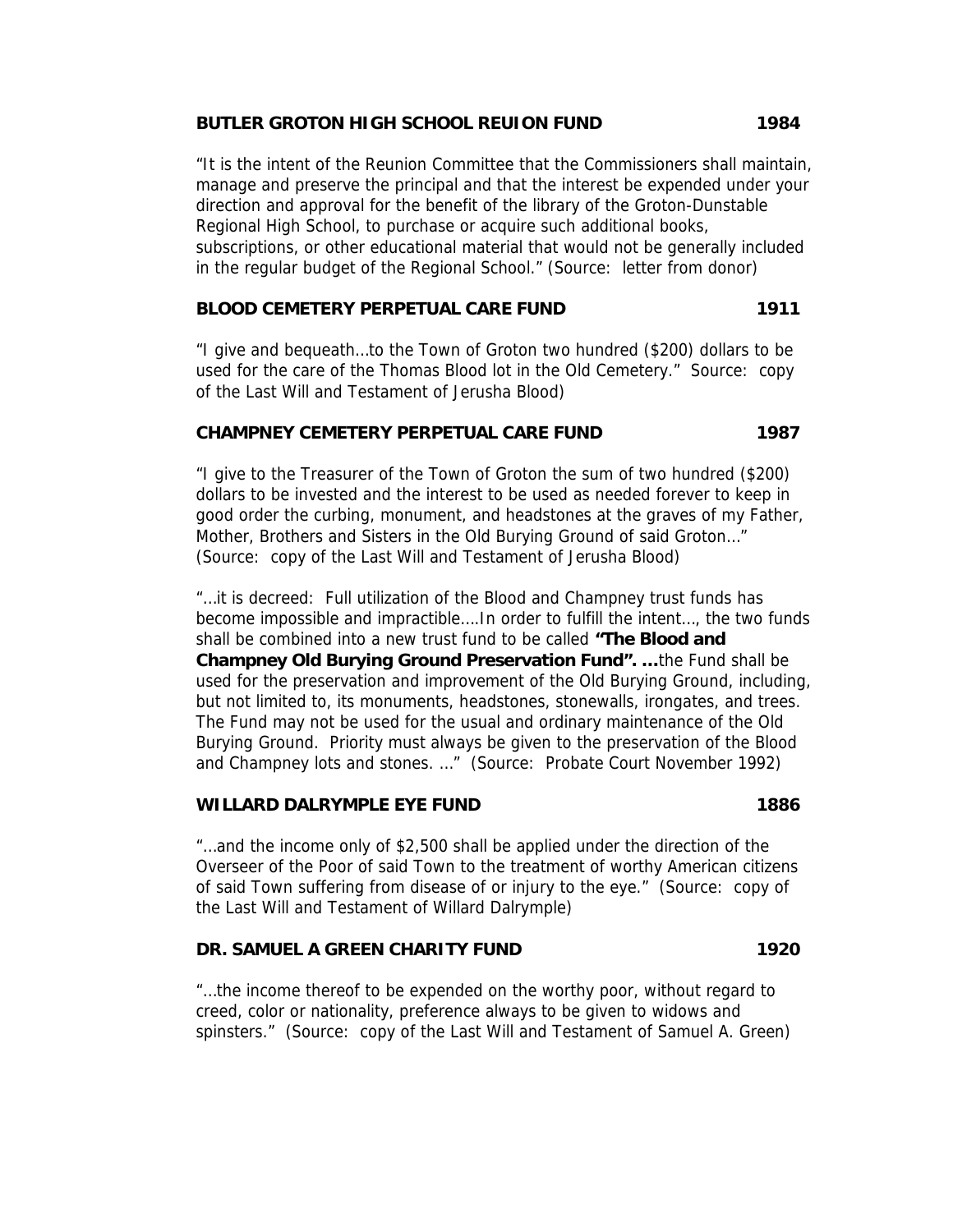**BUTLER GROTON HIGH SCHOOL REUION FUND 1984**

"It is the intent of the Reunion Committee that the Commissioners shall maintain, manage and preserve the principal and that the interest be expended under your direction and approval for the benefit of the library of the Groton-Dunstable Regional High School, to purchase or acquire such additional books, subscriptions, or other educational material that would not be generally included in the regular budget of the Regional School." (Source: letter from donor)

**BLOOD CEMETERY PERPETUAL CARE FUND 1911**

"I give and bequeath…to the Town of Groton two hundred ($200) dollars to be used for the care of the Thomas Blood lot in the Old Cemetery." Source: copy of the Last Will and Testament of Jerusha Blood)

**CHAMPNEY CEMETERY PERPETUAL CARE FUND 1987**

"I give to the Treasurer of the Town of Groton the sum of two hundred ($200) dollars to be invested and the interest to be used as needed forever to keep in good order the curbing, monument, and headstones at the graves of my Father, Mother, Brothers and Sisters in the Old Burying Ground of said Groton…" (Source: copy of the Last Will and Testament of Jerusha Blood)

"…it is decreed: Full utilization of the Blood and Champney trust funds has become impossible and impractible….In order to fulfill the intent…, the two funds shall be combined into a new trust fund to be called **"The Blood and Champney Old Burying Ground Preservation Fund". …**the Fund shall be used for the preservation and improvement of the Old Burying Ground, including, but not limited to, its monuments, headstones, stonewalls, irongates, and trees. The Fund may not be used for the usual and ordinary maintenance of the Old Burying Ground. Priority must always be given to the preservation of the Blood and Champney lots and stones. …" (Source: Probate Court November 1992)

**WILLARD DALRYMPLE EYE FUND 1886**

"…and the income only of $2,500 shall be applied under the direction of the Overseer of the Poor of said Town to the treatment of worthy American citizens of said Town suffering from disease of or injury to the eye." (Source: copy of the Last Will and Testament of Willard Dalrymple)

**DR. SAMUEL A GREEN CHARITY FUND 1920**

"…the income thereof to be expended on the worthy poor, without regard to creed, color or nationality, preference always to be given to widows and spinsters." (Source: copy of the Last Will and Testament of Samuel A. Green)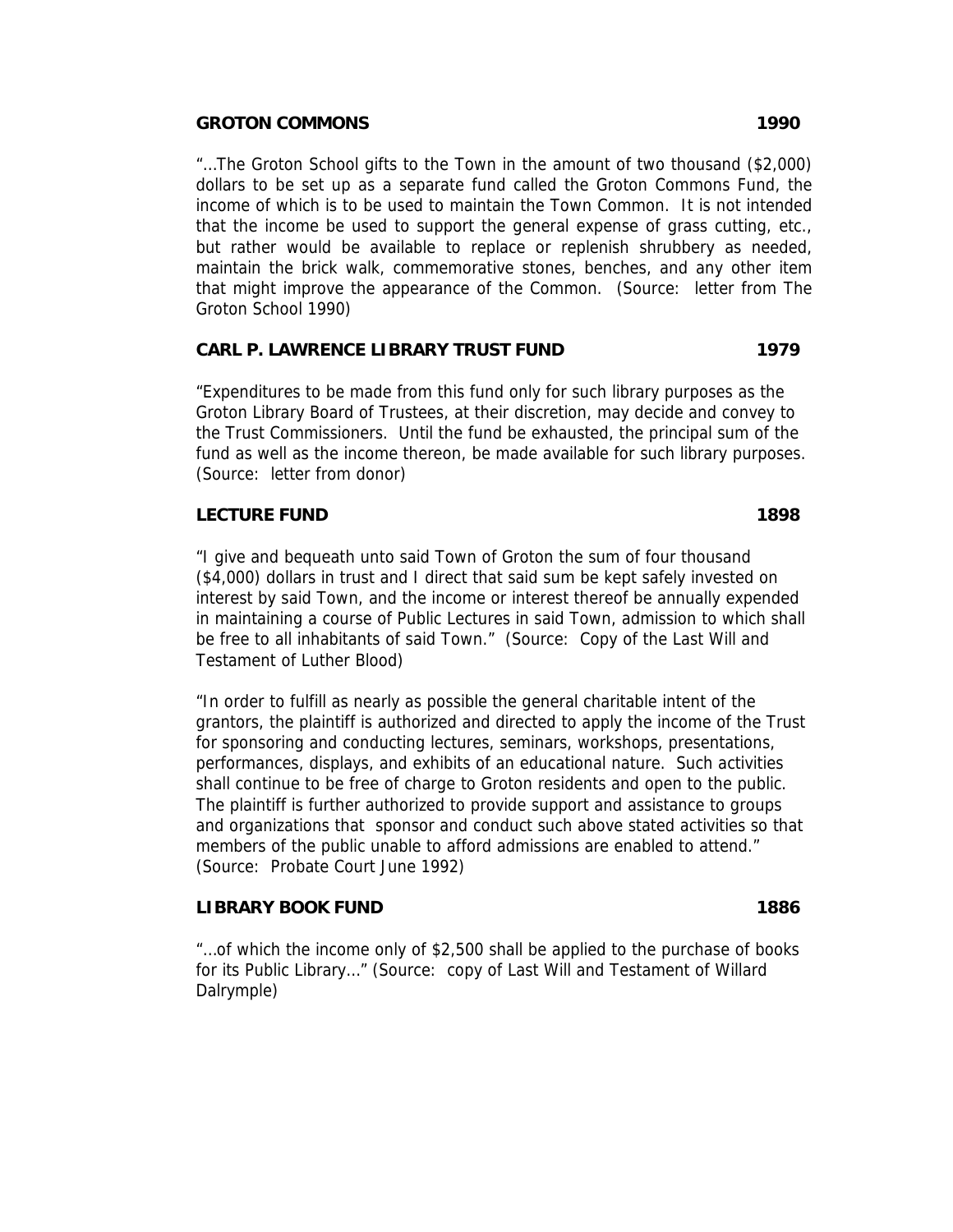**GROTON COMMONS 1990**

"…The Groton School gifts to the Town in the amount of two thousand ($2,000) dollars to be set up as a separate fund called the Groton Commons Fund, the income of which is to be used to maintain the Town Common. It is not intended that the income be used to support the general expense of grass cutting, etc., but rather would be available to replace or replenish shrubbery as needed, maintain the brick walk, commemorative stones, benches, and any other item that might improve the appearance of the Common. (Source: letter from The Groton School 1990)

**CARL P. LAWRENCE LIBRARY TRUST FUND 1979**

"Expenditures to be made from this fund only for such library purposes as the Groton Library Board of Trustees, at their discretion, may decide and convey to the Trust Commissioners. Until the fund be exhausted, the principal sum of the fund as well as the income thereon, be made available for such library purposes. (Source: letter from donor)

**LECTURE FUND 1898**

"I give and bequeath unto said Town of Groton the sum of four thousand ($4,000) dollars in trust and I direct that said sum be kept safely invested on interest by said Town, and the income or interest thereof be annually expended in maintaining a course of Public Lectures in said Town, admission to which shall be free to all inhabitants of said Town." (Source: Copy of the Last Will and Testament of Luther Blood)

"In order to fulfill as nearly as possible the general charitable intent of the grantors, the plaintiff is authorized and directed to apply the income of the Trust for sponsoring and conducting lectures, seminars, workshops, presentations, performances, displays, and exhibits of an educational nature. Such activities shall continue to be free of charge to Groton residents and open to the public. The plaintiff is further authorized to provide support and assistance to groups and organizations that sponsor and conduct such above stated activities so that members of the public unable to afford admissions are enabled to attend." (Source: Probate Court June 1992)

**LIBRARY BOOK FUND 1886**

"…of which the income only of $2,500 shall be applied to the purchase of books for its Public Library…" (Source: copy of Last Will and Testament of Willard Dalrymple)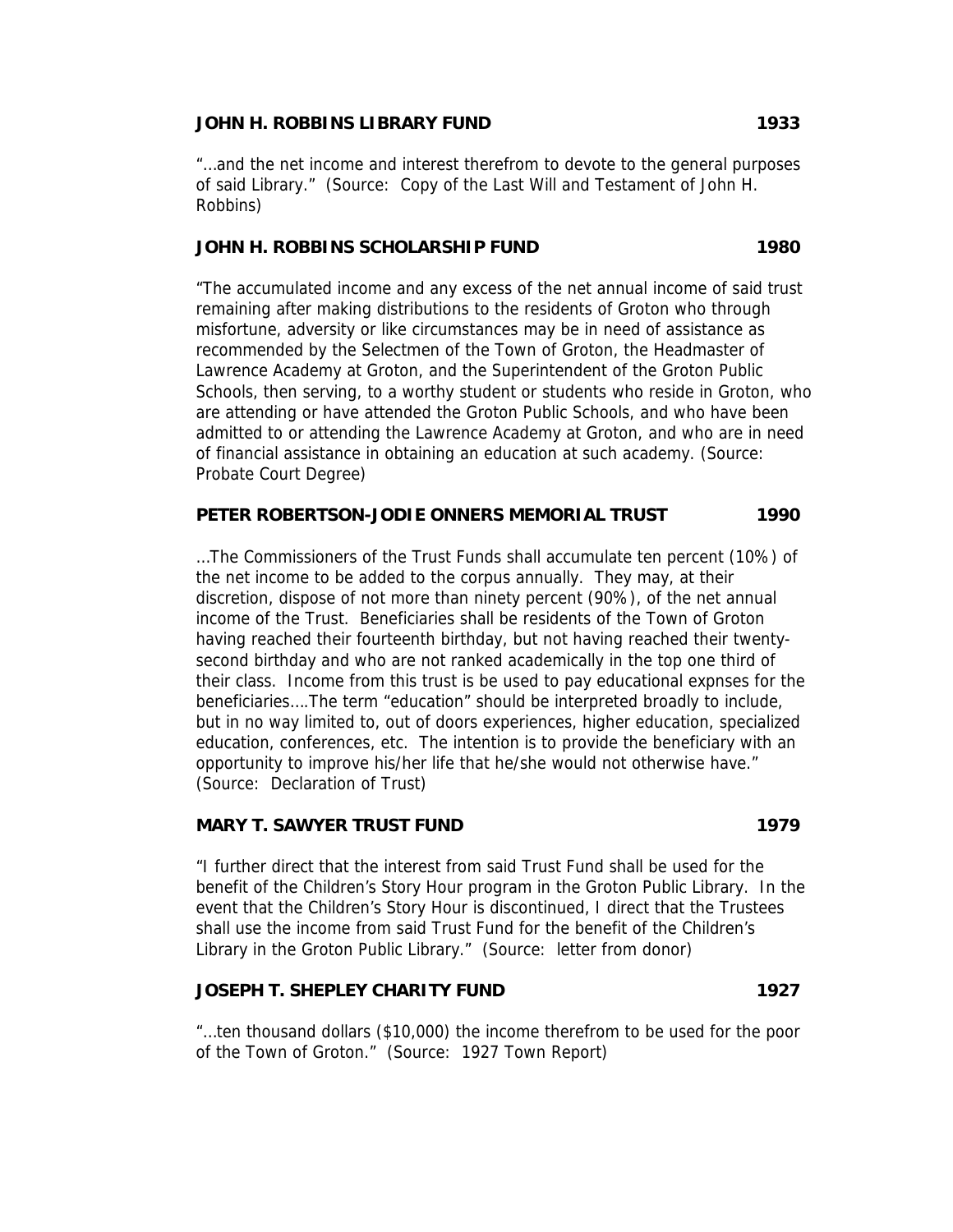**JOHN H. ROBBINS LIBRARY FUND 1933**

"…and the net income and interest therefrom to devote to the general purposes of said Library." (Source: Copy of the Last Will and Testament of John H. Robbins)

**JOHN H. ROBBINS SCHOLARSHIP FUND 1980**

"The accumulated income and any excess of the net annual income of said trust remaining after making distributions to the residents of Groton who through misfortune, adversity or like circumstances may be in need of assistance as recommended by the Selectmen of the Town of Groton, the Headmaster of Lawrence Academy at Groton, and the Superintendent of the Groton Public Schools, then serving, to a worthy student or students who reside in Groton, who are attending or have attended the Groton Public Schools, and who have been admitted to or attending the Lawrence Academy at Groton, and who are in need of financial assistance in obtaining an education at such academy. (Source: Probate Court Degree)

**PETER ROBERTSON-JODIE ONNERS MEMORIAL TRUST 1990**

…The Commissioners of the Trust Funds shall accumulate ten percent (10%) of the net income to be added to the corpus annually. They may, at their discretion, dispose of not more than ninety percent (90%), of the net annual income of the Trust. Beneficiaries shall be residents of the Town of Groton having reached their fourteenth birthday, but not having reached their twenty-second birthday and who are not ranked academically in the top one third of their class. Income from this trust is be used to pay educational expnses for the beneficiaries….The term "education" should be interpreted broadly to include, but in no way limited to, out of doors experiences, higher education, specialized education, conferences, etc. The intention is to provide the beneficiary with an opportunity to improve his/her life that he/she would not otherwise have." (Source: Declaration of Trust)

**MARY T. SAWYER TRUST FUND 1979**

"I further direct that the interest from said Trust Fund shall be used for the benefit of the Children's Story Hour program in the Groton Public Library. In the event that the Children's Story Hour is discontinued, I direct that the Trustees shall use the income from said Trust Fund for the benefit of the Children's Library in the Groton Public Library." (Source: letter from donor)

**JOSEPH T. SHEPLEY CHARITY FUND 1927**

"…ten thousand dollars ($10,000) the income therefrom to be used for the poor of the Town of Groton." (Source: 1927 Town Report)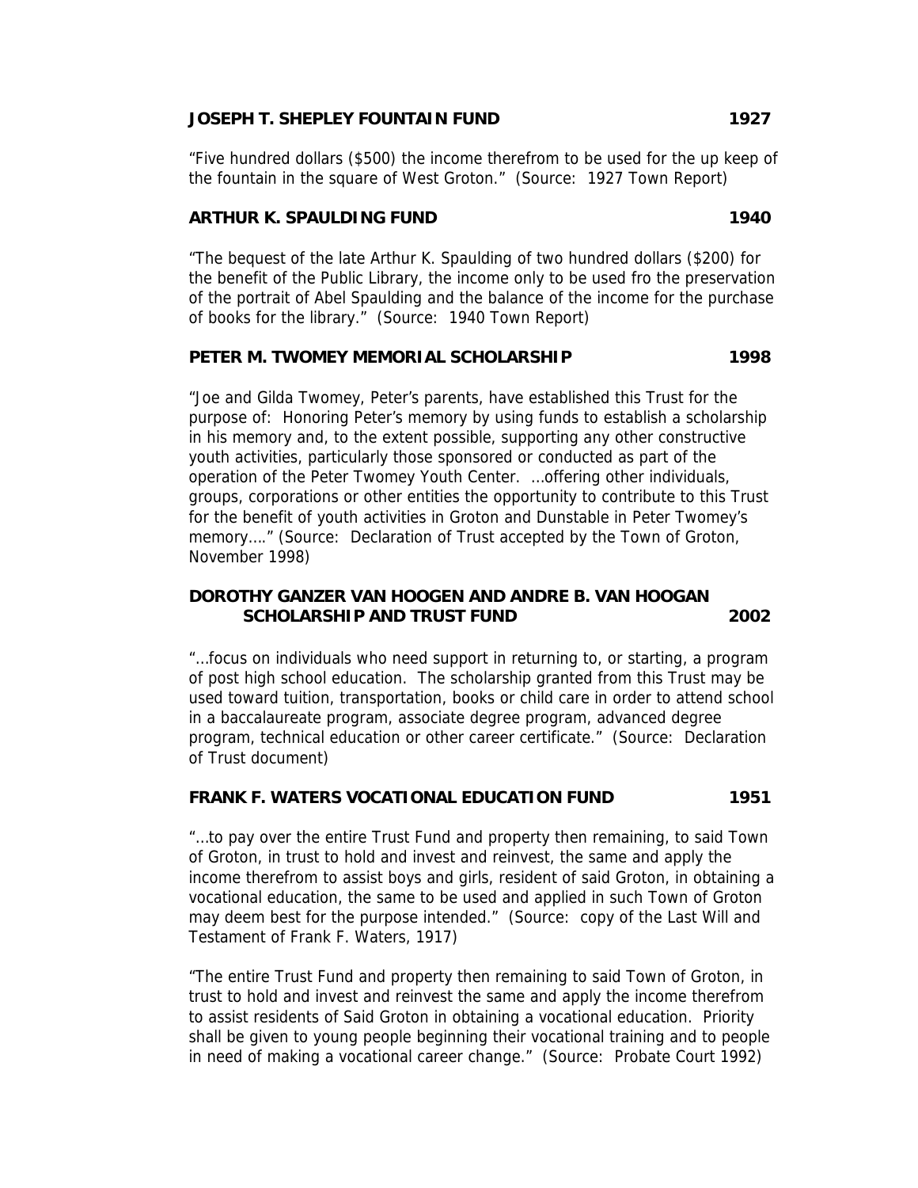**JOSEPH T. SHEPLEY FOUNTAIN FUND 1927**

"Five hundred dollars ($500) the income therefrom to be used for the up keep of the fountain in the square of West Groton." (Source: 1927 Town Report)

**ARTHUR K. SPAULDING FUND 1940**

"The bequest of the late Arthur K. Spaulding of two hundred dollars ($200) for the benefit of the Public Library, the income only to be used fro the preservation of the portrait of Abel Spaulding and the balance of the income for the purchase of books for the library." (Source: 1940 Town Report)

**PETER M. TWOMEY MEMORIAL SCHOLARSHIP 1998**

"Joe and Gilda Twomey, Peter's parents, have established this Trust for the purpose of: Honoring Peter's memory by using funds to establish a scholarship in his memory and, to the extent possible, supporting any other constructive youth activities, particularly those sponsored or conducted as part of the operation of the Peter Twomey Youth Center. …offering other individuals, groups, corporations or other entities the opportunity to contribute to this Trust for the benefit of youth activities in Groton and Dunstable in Peter Twomey's memory…." (Source: Declaration of Trust accepted by the Town of Groton, November 1998)

**DOROTHY GANZER VAN HOOGEN AND ANDRE B. VAN HOOGAN SCHOLARSHIP AND TRUST FUND 2002**

"…focus on individuals who need support in returning to, or starting, a program of post high school education. The scholarship granted from this Trust may be used toward tuition, transportation, books or child care in order to attend school in a baccalaureate program, associate degree program, advanced degree program, technical education or other career certificate." (Source: Declaration of Trust document)

**FRANK F. WATERS VOCATIONAL EDUCATION FUND 1951**

"…to pay over the entire Trust Fund and property then remaining, to said Town of Groton, in trust to hold and invest and reinvest, the same and apply the income therefrom to assist boys and girls, resident of said Groton, in obtaining a vocational education, the same to be used and applied in such Town of Groton may deem best for the purpose intended." (Source: copy of the Last Will and Testament of Frank F. Waters, 1917)

"The entire Trust Fund and property then remaining to said Town of Groton, in trust to hold and invest and reinvest the same and apply the income therefrom to assist residents of Said Groton in obtaining a vocational education. Priority shall be given to young people beginning their vocational training and to people in need of making a vocational career change." (Source: Probate Court 1992)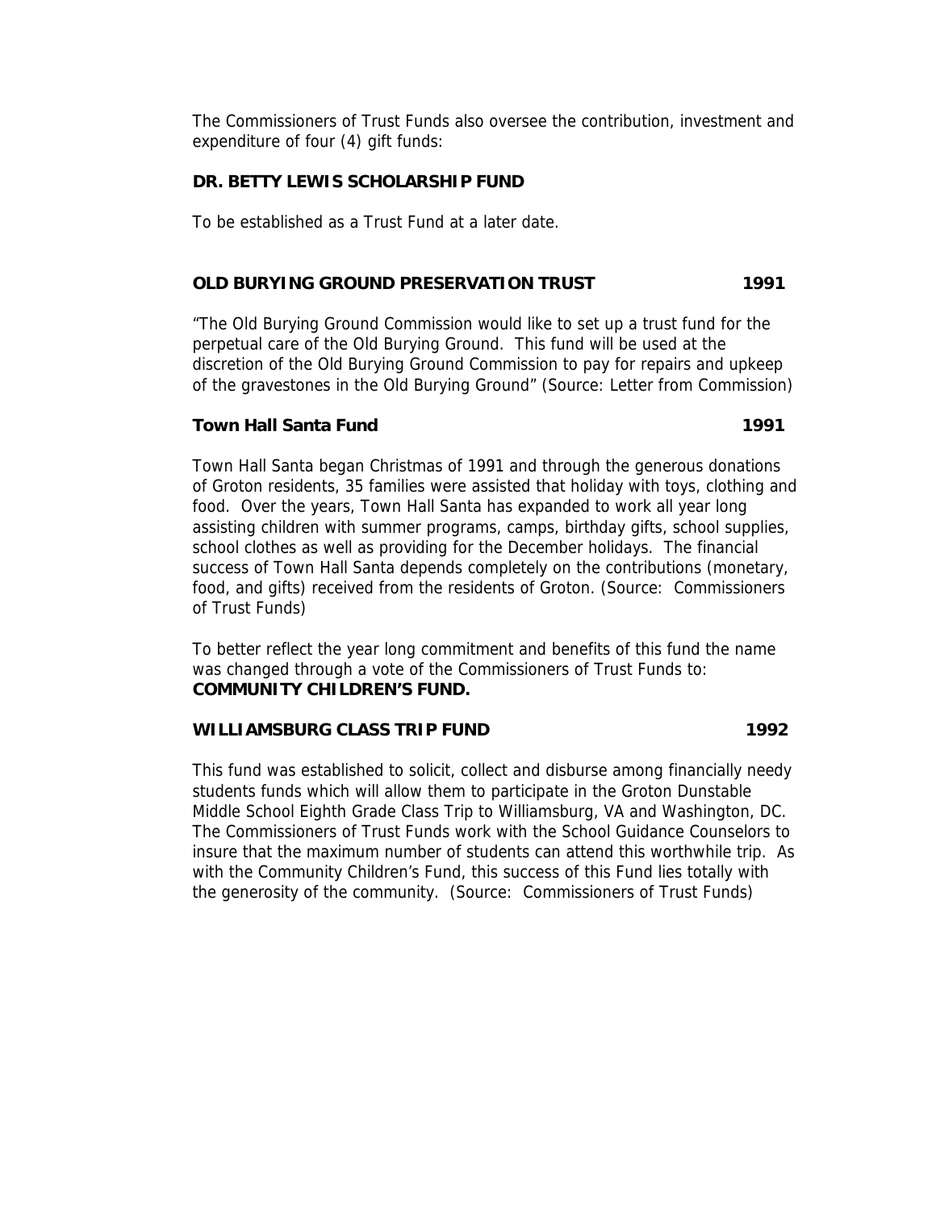The Commissioners of Trust Funds also oversee the contribution, investment and expenditure of four (4) gift funds:

**DR. BETTY LEWIS SCHOLARSHIP FUND**

To be established as a Trust Fund at a later date.

**OLD BURYING GROUND PRESERVATION TRUST 1991**

"The Old Burying Ground Commission would like to set up a trust fund for the perpetual care of the Old Burying Ground. This fund will be used at the discretion of the Old Burying Ground Commission to pay for repairs and upkeep of the gravestones in the Old Burying Ground" (Source: Letter from Commission)

**Town Hall Santa Fund 1991**

Town Hall Santa began Christmas of 1991 and through the generous donations of Groton residents, 35 families were assisted that holiday with toys, clothing and food. Over the years, Town Hall Santa has expanded to work all year long assisting children with summer programs, camps, birthday gifts, school supplies, school clothes as well as providing for the December holidays. The financial success of Town Hall Santa depends completely on the contributions (monetary, food, and gifts) received from the residents of Groton. (Source: Commissioners of Trust Funds)

To better reflect the year long commitment and benefits of this fund the name was changed through a vote of the Commissioners of Trust Funds to: **COMMUNITY CHILDREN'S FUND.**

**WILLIAMSBURG CLASS TRIP FUND 1992**

This fund was established to solicit, collect and disburse among financially needy students funds which will allow them to participate in the Groton Dunstable Middle School Eighth Grade Class Trip to Williamsburg, VA and Washington, DC. The Commissioners of Trust Funds work with the School Guidance Counselors to insure that the maximum number of students can attend this worthwhile trip. As with the Community Children's Fund, this success of this Fund lies totally with the generosity of the community. (Source: Commissioners of Trust Funds)